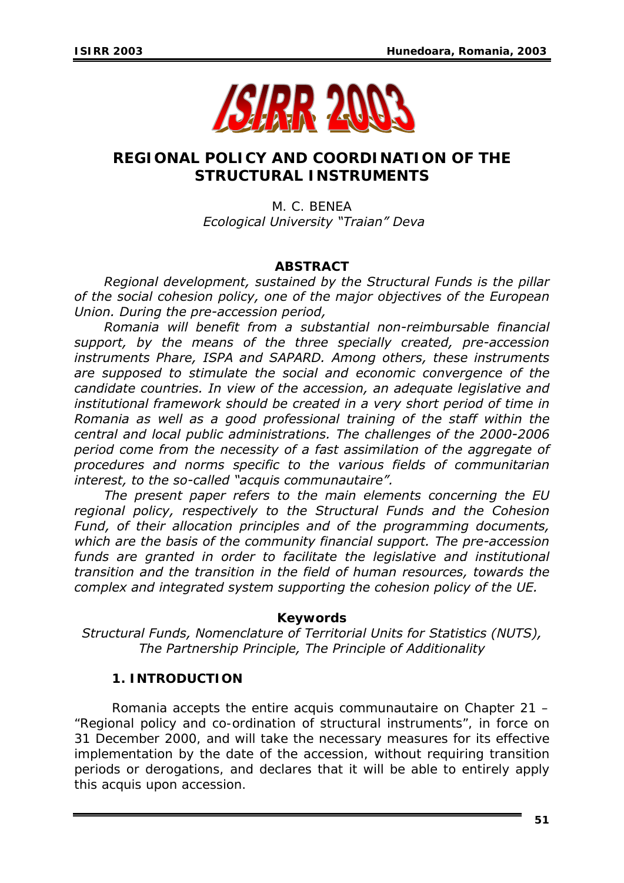# REGIONAL POLICY AND COORDINATION OF THE STRUCTURAL INSTRUMENTS

M. C. BENEA
*Ecological University "Traian" Deva*

## ABSTRACT

*Regional development, sustained by the Structural Funds is the pillar of the social cohesion policy, one of the major objectives of the European Union. During the pre-accession period,*

*Romania will benefit from a substantial non-reimbursable financial support, by the means of the three specially created, pre-accession instruments Phare, ISPA and SAPARD. Among others, these instruments are supposed to stimulate the social and economic convergence of the candidate countries. In view of the accession, an adequate legislative and institutional framework should be created in a very short period of time in Romania as well as a good professional training of the staff within the central and local public administrations. The challenges of the 2000-2006 period come from the necessity of a fast assimilation of the aggregate of procedures and norms specific to the various fields of communitarian interest, to the so-called "acquis communautaire".*

*The present paper refers to the main elements concerning the EU regional policy, respectively to the Structural Funds and the Cohesion Fund, of their allocation principles and of the programming documents, which are the basis of the community financial support. The pre-accession funds are granted in order to facilitate the legislative and institutional transition and the transition in the field of human resources, towards the complex and integrated system supporting the cohesion policy of the UE.*

**Keywords**

*Structural Funds, Nomenclature of Territorial Units for Statistics (NUTS), The Partnership Principle, The Principle of Additionality*

## 1. INTRODUCTION

Romania accepts the entire acquis communautaire on Chapter 21 – "Regional policy and co-ordination of structural instruments", in force on 31 December 2000, and will take the necessary measures for its effective implementation by the date of the accession, without requiring transition periods or derogations, and declares that it will be able to entirely apply this acquis upon accession.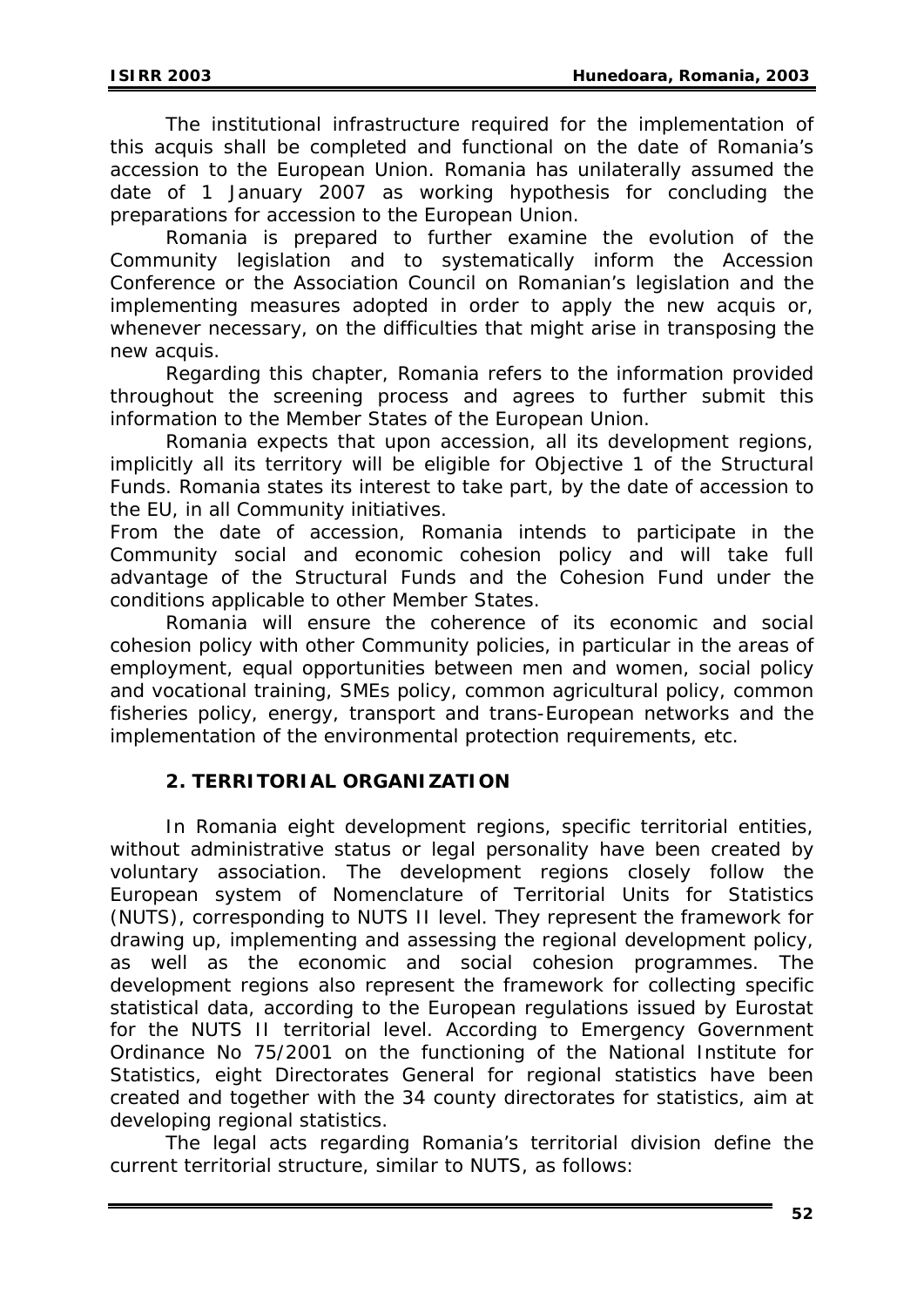The institutional infrastructure required for the implementation of this acquis shall be completed and functional on the date of Romania's accession to the European Union. Romania has unilaterally assumed the date of 1 January 2007 as working hypothesis for concluding the preparations for accession to the European Union.

Romania is prepared to further examine the evolution of the Community legislation and to systematically inform the Accession Conference or the Association Council on Romanian's legislation and the implementing measures adopted in order to apply the new acquis or, whenever necessary, on the difficulties that might arise in transposing the new acquis.

Regarding this chapter, Romania refers to the information provided throughout the screening process and agrees to further submit this information to the Member States of the European Union.

Romania expects that upon accession, all its development regions, implicitly all its territory will be eligible for Objective 1 of the Structural Funds. Romania states its interest to take part, by the date of accession to the EU, in all Community initiatives.

From the date of accession, Romania intends to participate in the Community social and economic cohesion policy and will take full advantage of the Structural Funds and the Cohesion Fund under the conditions applicable to other Member States.

Romania will ensure the coherence of its economic and social cohesion policy with other Community policies, in particular in the areas of employment, equal opportunities between men and women, social policy and vocational training, SMEs policy, common agricultural policy, common fisheries policy, energy, transport and trans-European networks and the implementation of the environmental protection requirements, etc.

## 2. TERRITORIAL ORGANIZATION

In Romania eight development regions, specific territorial entities, without administrative status or legal personality have been created by voluntary association. The development regions closely follow the European system of Nomenclature of Territorial Units for Statistics (NUTS), corresponding to NUTS II level. They represent the framework for drawing up, implementing and assessing the regional development policy, as well as the economic and social cohesion programmes. The development regions also represent the framework for collecting specific statistical data, according to the European regulations issued by Eurostat for the NUTS II territorial level. According to Emergency Government Ordinance No 75/2001 on the functioning of the National Institute for Statistics, eight Directorates General for regional statistics have been created and together with the 34 county directorates for statistics, aim at developing regional statistics.

The legal acts regarding Romania's territorial division define the current territorial structure, similar to NUTS, as follows: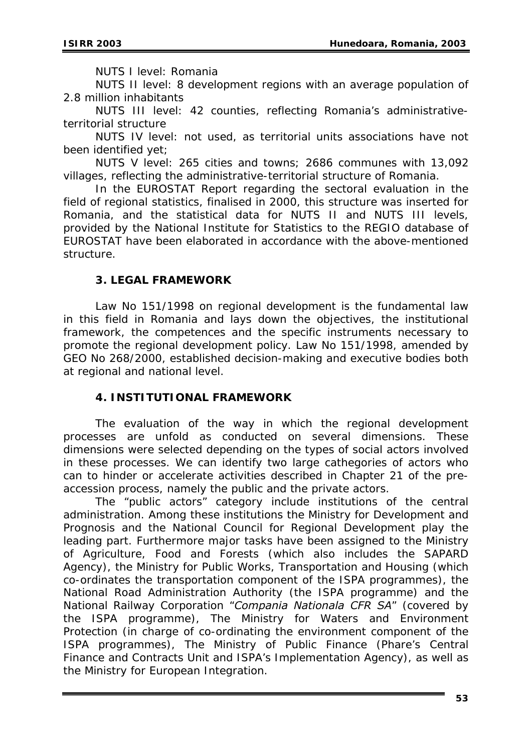NUTS I level: Romania

NUTS II level: 8 development regions with an average population of 2.8 million inhabitants

NUTS III level: 42 counties, reflecting Romania's administrative-territorial structure

NUTS IV level: not used, as territorial units associations have not been identified yet;

NUTS V level: 265 cities and towns; 2686 communes with 13,092 villages, reflecting the administrative-territorial structure of Romania.

In the EUROSTAT Report regarding the sectoral evaluation in the field of regional statistics, finalised in 2000, this structure was inserted for Romania, and the statistical data for NUTS II and NUTS III levels, provided by the National Institute for Statistics to the REGIO database of EUROSTAT have been elaborated in accordance with the above-mentioned structure.

## 3. LEGAL FRAMEWORK

Law No 151/1998 on regional development is the fundamental law in this field in Romania and lays down the objectives, the institutional framework, the competences and the specific instruments necessary to promote the regional development policy. Law No 151/1998, amended by GEO No 268/2000, established decision-making and executive bodies both at regional and national level.

## 4. INSTITUTIONAL FRAMEWORK

The evaluation of the way in which the regional development processes are unfold as conducted on several dimensions. These dimensions were selected depending on the types of social actors involved in these processes. We can identify two large cathegories of actors who can to hinder or accelerate activities described in Chapter 21 of the pre-accession process, namely the public and the private actors.

The "public actors" category include institutions of the central administration. Among these institutions the Ministry for Development and Prognosis and the National Council for Regional Development play the leading part. Furthermore major tasks have been assigned to the Ministry of Agriculture, Food and Forests (which also includes the SAPARD Agency), the Ministry for Public Works, Transportation and Housing (which co-ordinates the transportation component of the ISPA programmes), the National Road Administration Authority (the ISPA programme) and the National Railway Corporation "*Compania Nationala CFR SA*" (covered by the ISPA programme), The Ministry for Waters and Environment Protection (in charge of co-ordinating the environment component of the ISPA programmes), The Ministry of Public Finance (Phare's Central Finance and Contracts Unit and ISPA's Implementation Agency), as well as the Ministry for European Integration.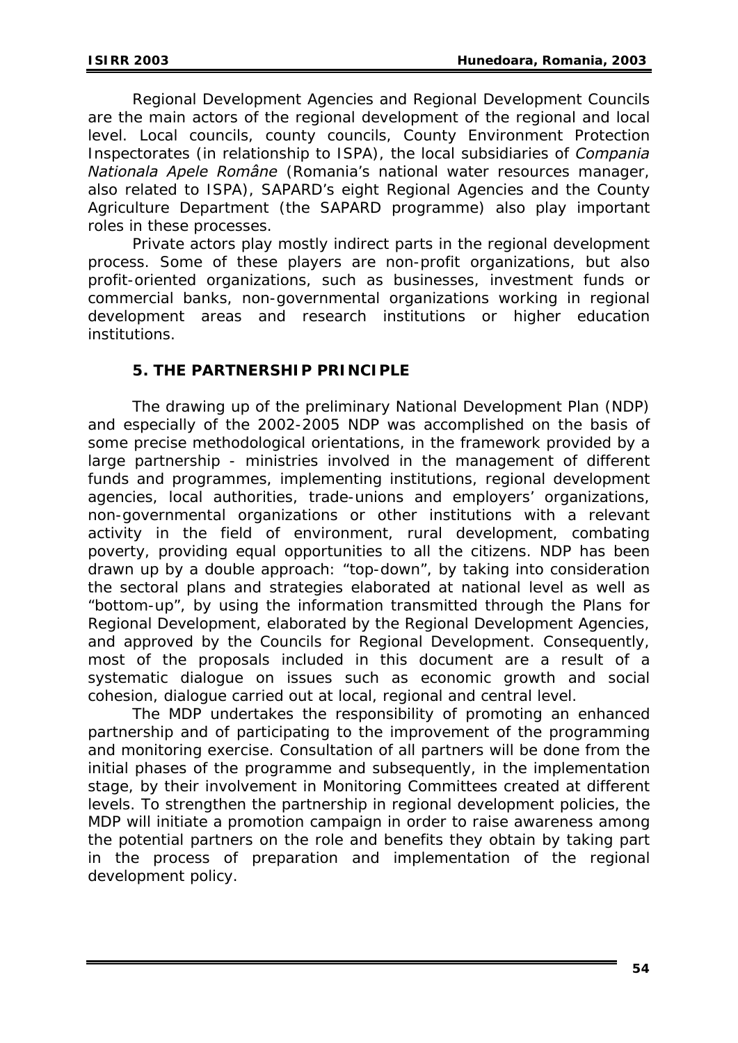Regional Development Agencies and Regional Development Councils are the main actors of the regional development of the regional and local level. Local councils, county councils, County Environment Protection Inspectorates (in relationship to ISPA), the local subsidiaries of *Compania Nationala Apele Române* (Romania's national water resources manager, also related to ISPA), SAPARD's eight Regional Agencies and the County Agriculture Department (the SAPARD programme) also play important roles in these processes.

Private actors play mostly indirect parts in the regional development process. Some of these players are non-profit organizations, but also profit-oriented organizations, such as businesses, investment funds or commercial banks, non-governmental organizations working in regional development areas and research institutions or higher education institutions.

## 5. THE PARTNERSHIP PRINCIPLE

The drawing up of the preliminary National Development Plan (NDP) and especially of the 2002-2005 NDP was accomplished on the basis of some precise methodological orientations, in the framework provided by a large partnership - ministries involved in the management of different funds and programmes, implementing institutions, regional development agencies, local authorities, trade-unions and employers' organizations, non-governmental organizations or other institutions with a relevant activity in the field of environment, rural development, combating poverty, providing equal opportunities to all the citizens. NDP has been drawn up by a double approach: "top-down", by taking into consideration the sectoral plans and strategies elaborated at national level as well as "bottom-up", by using the information transmitted through the Plans for Regional Development, elaborated by the Regional Development Agencies, and approved by the Councils for Regional Development. Consequently, most of the proposals included in this document are a result of a systematic dialogue on issues such as economic growth and social cohesion, dialogue carried out at local, regional and central level.

The MDP undertakes the responsibility of promoting an enhanced partnership and of participating to the improvement of the programming and monitoring exercise. Consultation of all partners will be done from the initial phases of the programme and subsequently, in the implementation stage, by their involvement in Monitoring Committees created at different levels. To strengthen the partnership in regional development policies, the MDP will initiate a promotion campaign in order to raise awareness among the potential partners on the role and benefits they obtain by taking part in the process of preparation and implementation of the regional development policy.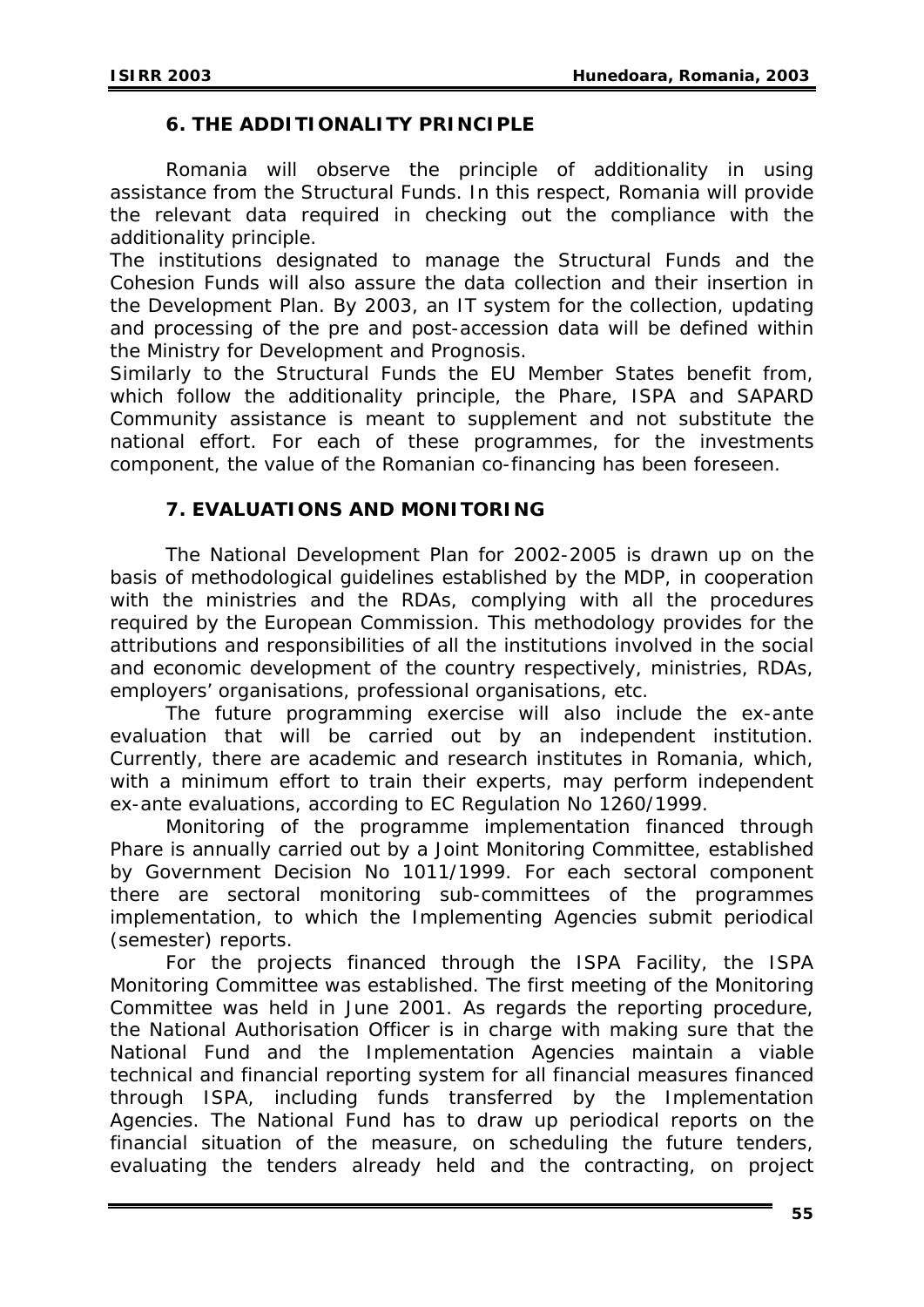## 6. THE ADDITIONALITY PRINCIPLE

Romania will observe the principle of additionality in using assistance from the Structural Funds. In this respect, Romania will provide the relevant data required in checking out the compliance with the additionality principle.

The institutions designated to manage the Structural Funds and the Cohesion Funds will also assure the data collection and their insertion in the Development Plan. By 2003, an IT system for the collection, updating and processing of the pre and post-accession data will be defined within the Ministry for Development and Prognosis.

Similarly to the Structural Funds the EU Member States benefit from, which follow the additionality principle, the Phare, ISPA and SAPARD Community assistance is meant to supplement and not substitute the national effort. For each of these programmes, for the investments component, the value of the Romanian co-financing has been foreseen.

## 7. EVALUATIONS AND MONITORING

The National Development Plan for 2002-2005 is drawn up on the basis of methodological guidelines established by the MDP, in cooperation with the ministries and the RDAs, complying with all the procedures required by the European Commission. This methodology provides for the attributions and responsibilities of all the institutions involved in the social and economic development of the country respectively, ministries, RDAs, employers' organisations, professional organisations, etc.

The future programming exercise will also include the ex-ante evaluation that will be carried out by an independent institution. Currently, there are academic and research institutes in Romania, which, with a minimum effort to train their experts, may perform independent ex-ante evaluations, according to EC Regulation No 1260/1999.

Monitoring of the programme implementation financed through Phare is annually carried out by a Joint Monitoring Committee, established by Government Decision No 1011/1999. For each sectoral component there are sectoral monitoring sub-committees of the programmes implementation, to which the Implementing Agencies submit periodical (semester) reports.

For the projects financed through the ISPA Facility, the ISPA Monitoring Committee was established. The first meeting of the Monitoring Committee was held in June 2001. As regards the reporting procedure, the National Authorisation Officer is in charge with making sure that the National Fund and the Implementation Agencies maintain a viable technical and financial reporting system for all financial measures financed through ISPA, including funds transferred by the Implementation Agencies. The National Fund has to draw up periodical reports on the financial situation of the measure, on scheduling the future tenders, evaluating the tenders already held and the contracting, on project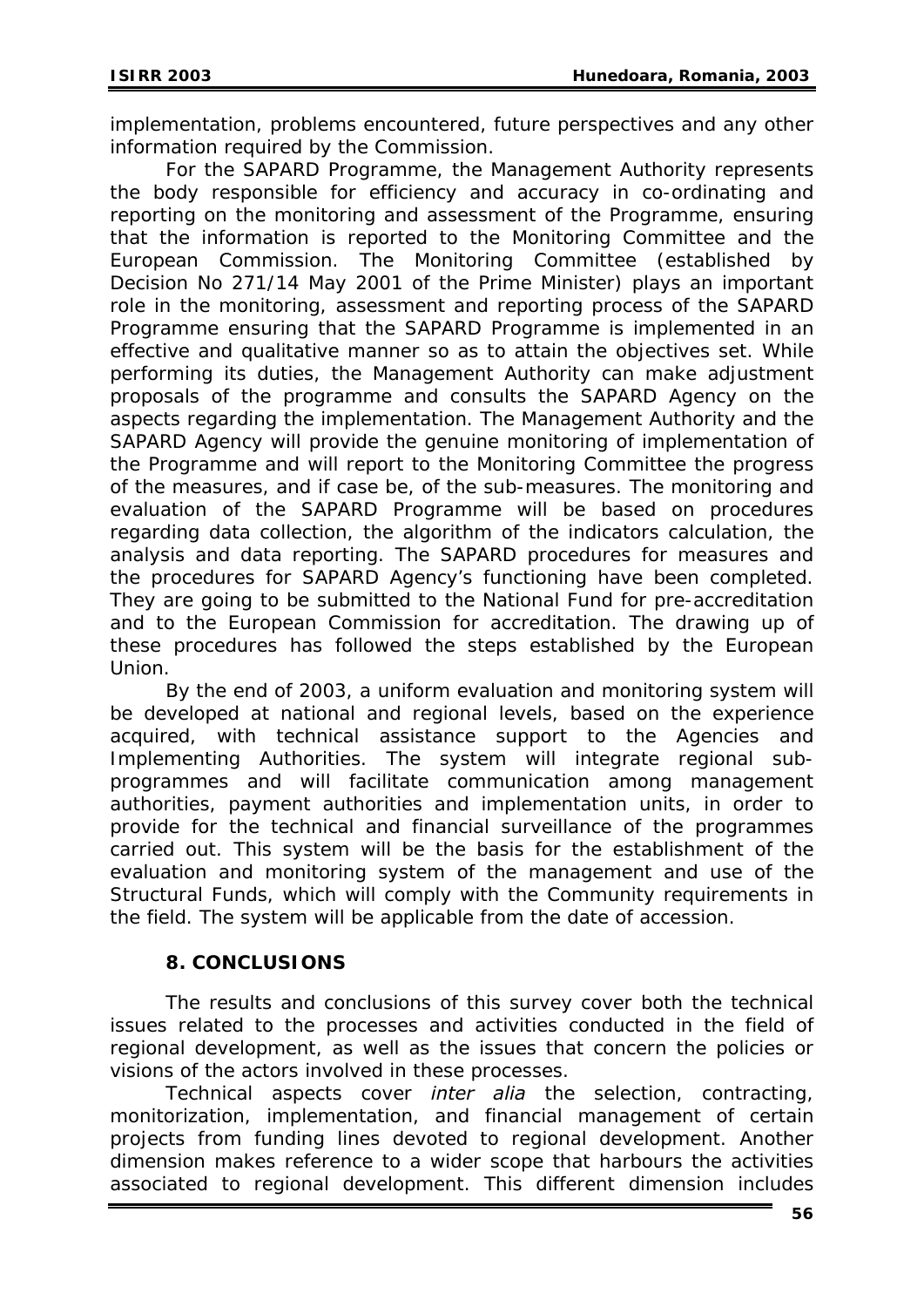implementation, problems encountered, future perspectives and any other information required by the Commission.

For the SAPARD Programme, the Management Authority represents the body responsible for efficiency and accuracy in co-ordinating and reporting on the monitoring and assessment of the Programme, ensuring that the information is reported to the Monitoring Committee and the European Commission. The Monitoring Committee (established by Decision No 271/14 May 2001 of the Prime Minister) plays an important role in the monitoring, assessment and reporting process of the SAPARD Programme ensuring that the SAPARD Programme is implemented in an effective and qualitative manner so as to attain the objectives set. While performing its duties, the Management Authority can make adjustment proposals of the programme and consults the SAPARD Agency on the aspects regarding the implementation. The Management Authority and the SAPARD Agency will provide the genuine monitoring of implementation of the Programme and will report to the Monitoring Committee the progress of the measures, and if case be, of the sub-measures. The monitoring and evaluation of the SAPARD Programme will be based on procedures regarding data collection, the algorithm of the indicators calculation, the analysis and data reporting. The SAPARD procedures for measures and the procedures for SAPARD Agency's functioning have been completed. They are going to be submitted to the National Fund for pre-accreditation and to the European Commission for accreditation. The drawing up of these procedures has followed the steps established by the European Union.

By the end of 2003, a uniform evaluation and monitoring system will be developed at national and regional levels, based on the experience acquired, with technical assistance support to the Agencies and Implementing Authorities. The system will integrate regional sub-programmes and will facilitate communication among management authorities, payment authorities and implementation units, in order to provide for the technical and financial surveillance of the programmes carried out. This system will be the basis for the establishment of the evaluation and monitoring system of the management and use of the Structural Funds, which will comply with the Community requirements in the field. The system will be applicable from the date of accession.

## 8. CONCLUSIONS

The results and conclusions of this survey cover both the technical issues related to the processes and activities conducted in the field of regional development, as well as the issues that concern the policies or visions of the actors involved in these processes.

Technical aspects cover *inter alia* the selection, contracting, monitorization, implementation, and financial management of certain projects from funding lines devoted to regional development. Another dimension makes reference to a wider scope that harbours the activities associated to regional development. This different dimension includes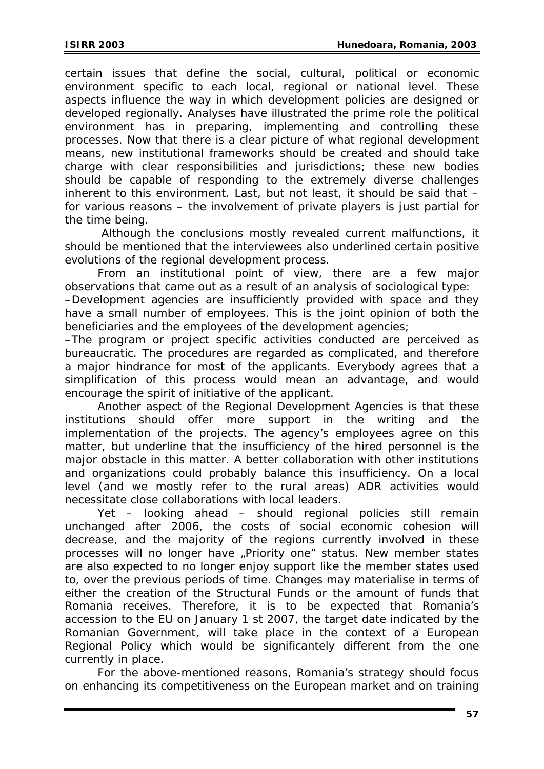certain issues that define the social, cultural, political or economic environment specific to each local, regional or national level. These aspects influence the way in which development policies are designed or developed regionally. Analyses have illustrated the prime role the political environment has in preparing, implementing and controlling these processes. Now that there is a clear picture of what regional development means, new institutional frameworks should be created and should take charge with clear responsibilities and jurisdictions; these new bodies should be capable of responding to the extremely diverse challenges inherent to this environment. Last, but not least, it should be said that – for various reasons – the involvement of private players is just partial for the time being.

Although the conclusions mostly revealed current malfunctions, it should be mentioned that the interviewees also underlined certain positive evolutions of the regional development process.

From an institutional point of view, there are a few major observations that came out as a result of an analysis of sociological type:

– Development agencies are insufficiently provided with space and they have a small number of employees. This is the joint opinion of both the beneficiaries and the employees of the development agencies;

– The program or project specific activities conducted are perceived as bureaucratic. The procedures are regarded as complicated, and therefore a major hindrance for most of the applicants. Everybody agrees that a simplification of this process would mean an advantage, and would encourage the spirit of initiative of the applicant.

Another aspect of the Regional Development Agencies is that these institutions should offer more support in the writing and the implementation of the projects. The agency's employees agree on this matter, but underline that the insufficiency of the hired personnel is the major obstacle in this matter. A better collaboration with other institutions and organizations could probably balance this insufficiency. On a local level (and we mostly refer to the rural areas) ADR activities would necessitate close collaborations with local leaders.

Yet – looking ahead – should regional policies still remain unchanged after 2006, the costs of social economic cohesion will decrease, and the majority of the regions currently involved in these processes will no longer have „Priority one" status. New member states are also expected to no longer enjoy support like the member states used to, over the previous periods of time. Changes may materialise in terms of either the creation of the Structural Funds or the amount of funds that Romania receives. Therefore, it is to be expected that Romania's accession to the EU on January 1 st 2007, the target date indicated by the Romanian Government, will take place in the context of a European Regional Policy which would be significantely different from the one currently in place.

For the above-mentioned reasons, Romania's strategy should focus on enhancing its competitiveness on the European market and on training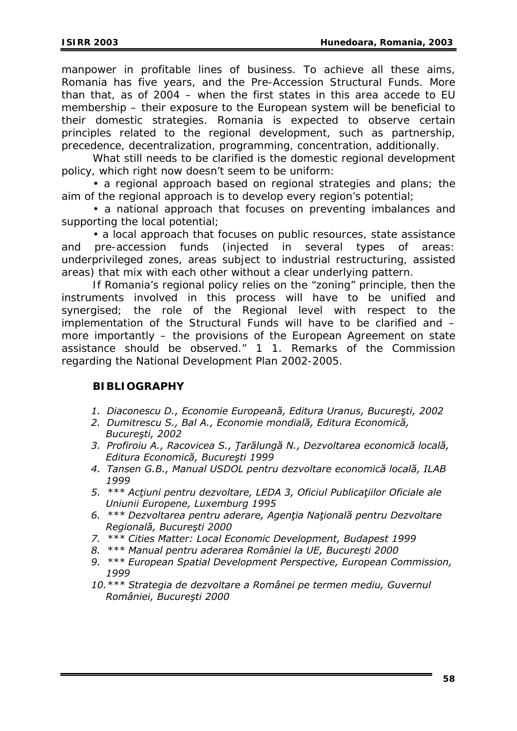manpower in profitable lines of business. To achieve all these aims, Romania has five years, and the Pre-Accession Structural Funds. More than that, as of 2004 – when the first states in this area accede to EU membership – their exposure to the European system will be beneficial to their domestic strategies. Romania is expected to observe certain principles related to the regional development, such as partnership, precedence, decentralization, programming, concentration, additionally.

What still needs to be clarified is the domestic regional development policy, which right now doesn't seem to be uniform:

• a regional approach based on regional strategies and plans; the aim of the regional approach is to develop every region's potential;

• a national approach that focuses on preventing imbalances and supporting the local potential;

• a local approach that focuses on public resources, state assistance and pre-accession funds (injected in several types of areas: underprivileged zones, areas subject to industrial restructuring, assisted areas) that mix with each other without a clear underlying pattern.

If Romania's regional policy relies on the "zoning" principle, then the instruments involved in this process will have to be unified and synergised; the role of the Regional level with respect to the implementation of the Structural Funds will have to be clarified and – more importantly – the provisions of the European Agreement on state assistance should be observed." 1 1. Remarks of the Commission regarding the National Development Plan 2002-2005.

## BIBLIOGRAPHY

1. *Diaconescu D., Economie Europeană, Editura Uranus, Bucureşti, 2002*
2. *Dumitrescu S., Bal A., Economie mondială, Editura Economică, Bucureşti, 2002*
3. *Profiroiu A., Racovicea S., Ţarălungă N., Dezvoltarea economică locală, Editura Economică, Bucureşti 1999*
4. *Tansen G.B., Manual USDOL pentru dezvoltare economică locală, ILAB 1999*
5. *\*\*\* Acţiuni pentru dezvoltare, LEDA 3, Oficiul Publicaţiilor Oficiale ale Uniunii Europene, Luxemburg 1995*
6. *\*\*\* Dezvoltarea pentru aderare, Agenţia Naţională pentru Dezvoltare Regională, Bucureşti 2000*
7. *\*\*\* Cities Matter: Local Economic Development, Budapest 1999*
8. *\*\*\* Manual pentru aderarea României la UE, Bucureşti 2000*
9. *\*\*\* European Spatial Development Perspective, European Commission, 1999*
10. *\*\*\* Strategia de dezvoltare a Românei pe termen mediu, Guvernul României, Bucureşti 2000*